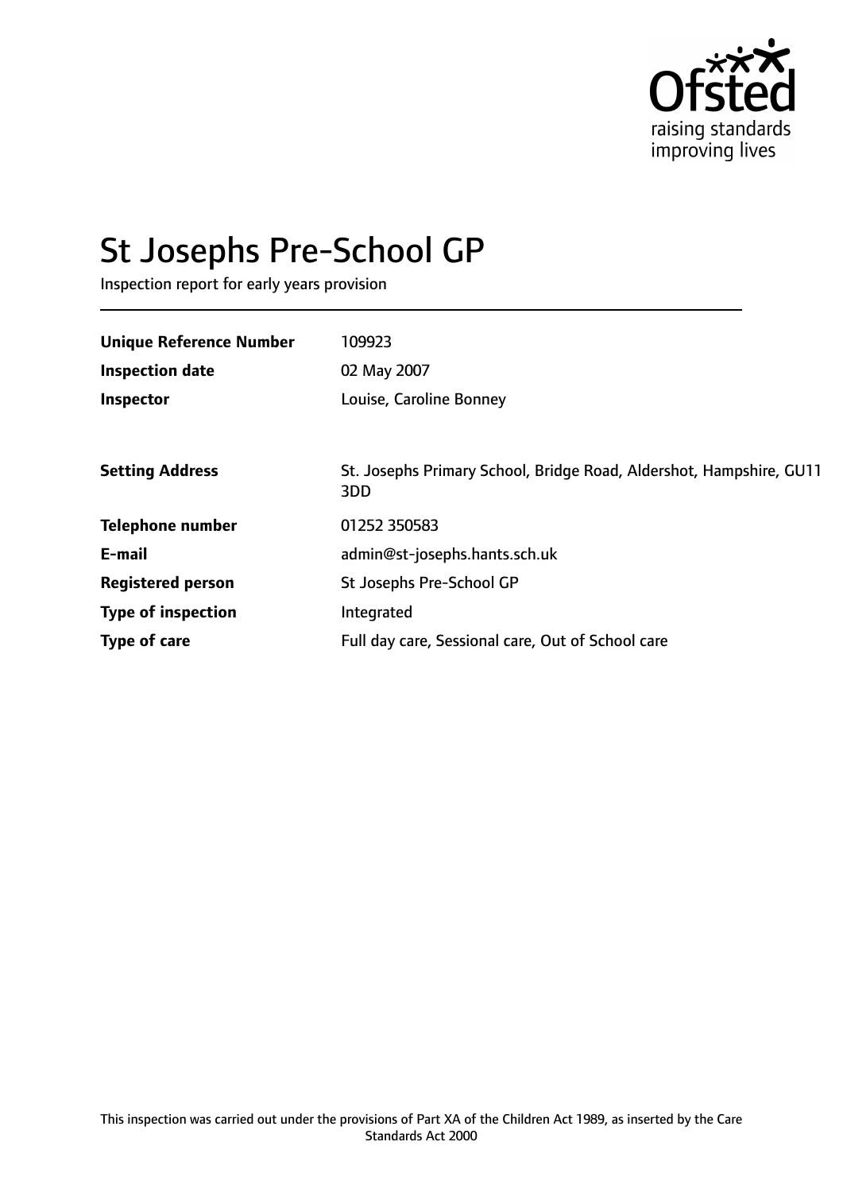Ofsted
raising standards
improving lives

# St Josephs Pre-School GP

Inspection report for early years provision

| | |
|---|---|
| **Unique Reference Number** | 109923 |
| **Inspection date** | 02 May 2007 |
| **Inspector** | Louise, Caroline Bonney |

| | |
|---|---|
| **Setting Address** | St. Josephs Primary School, Bridge Road, Aldershot, Hampshire, GU11 3DD |
| **Telephone number** | 01252 350583 |
| **E-mail** | admin@st-josephs.hants.sch.uk |
| **Registered person** | St Josephs Pre-School GP |
| **Type of inspection** | Integrated |
| **Type of care** | Full day care, Sessional care, Out of School care |

This inspection was carried out under the provisions of Part XA of the Children Act 1989, as inserted by the Care Standards Act 2000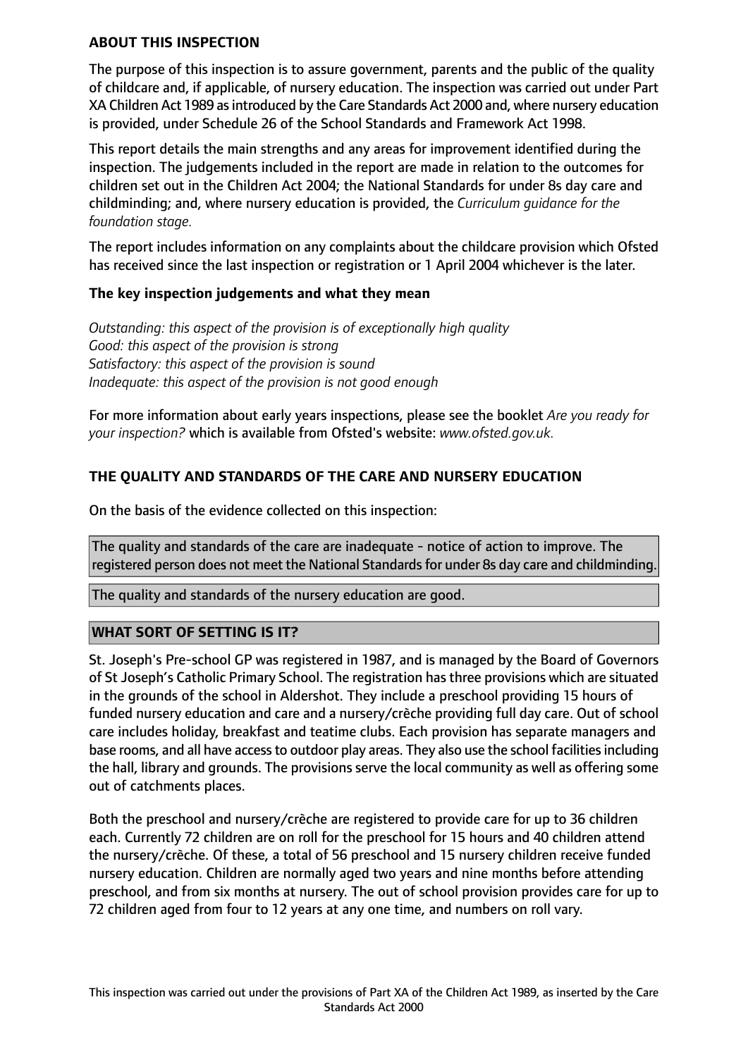### ABOUT THIS INSPECTION

The purpose of this inspection is to assure government, parents and the public of the quality of childcare and, if applicable, of nursery education. The inspection was carried out under Part XA Children Act 1989 as introduced by the Care Standards Act 2000 and, where nursery education is provided, under Schedule 26 of the School Standards and Framework Act 1998.

This report details the main strengths and any areas for improvement identified during the inspection. The judgements included in the report are made in relation to the outcomes for children set out in the Children Act 2004; the National Standards for under 8s day care and childminding; and, where nursery education is provided, the *Curriculum guidance for the foundation stage.*

The report includes information on any complaints about the childcare provision which Ofsted has received since the last inspection or registration or 1 April 2004 whichever is the later.

#### The key inspection judgements and what they mean

*Outstanding: this aspect of the provision is of exceptionally high quality*
*Good: this aspect of the provision is strong*
*Satisfactory: this aspect of the provision is sound*
*Inadequate: this aspect of the provision is not good enough*

For more information about early years inspections, please see the booklet *Are you ready for your inspection?* which is available from Ofsted's website: *www.ofsted.gov.uk.*

### THE QUALITY AND STANDARDS OF THE CARE AND NURSERY EDUCATION

On the basis of the evidence collected on this inspection:

The quality and standards of the care are inadequate - notice of action to improve. The registered person does not meet the National Standards for under 8s day care and childminding.

The quality and standards of the nursery education are good.

### WHAT SORT OF SETTING IS IT?

St. Joseph's Pre-school GP was registered in 1987, and is managed by the Board of Governors of St Joseph's Catholic Primary School. The registration has three provisions which are situated in the grounds of the school in Aldershot. They include a preschool providing 15 hours of funded nursery education and care and a nursery/crèche providing full day care. Out of school care includes holiday, breakfast and teatime clubs. Each provision has separate managers and base rooms, and all have access to outdoor play areas. They also use the school facilities including the hall, library and grounds. The provisions serve the local community as well as offering some out of catchments places.

Both the preschool and nursery/crèche are registered to provide care for up to 36 children each. Currently 72 children are on roll for the preschool for 15 hours and 40 children attend the nursery/crèche. Of these, a total of 56 preschool and 15 nursery children receive funded nursery education. Children are normally aged two years and nine months before attending preschool, and from six months at nursery. The out of school provision provides care for up to 72 children aged from four to 12 years at any one time, and numbers on roll vary.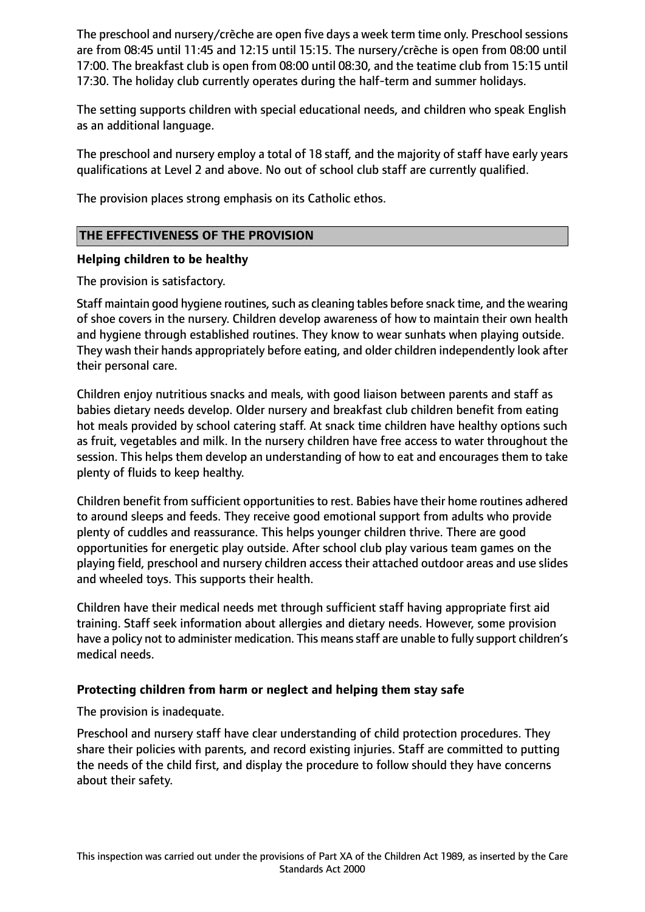The preschool and nursery/crèche are open five days a week term time only. Preschool sessions are from 08:45 until 11:45 and 12:15 until 15:15. The nursery/crèche is open from 08:00 until 17:00. The breakfast club is open from 08:00 until 08:30, and the teatime club from 15:15 until 17:30. The holiday club currently operates during the half-term and summer holidays.

The setting supports children with special educational needs, and children who speak English as an additional language.

The preschool and nursery employ a total of 18 staff, and the majority of staff have early years qualifications at Level 2 and above. No out of school club staff are currently qualified.

The provision places strong emphasis on its Catholic ethos.

## THE EFFECTIVENESS OF THE PROVISION

### Helping children to be healthy

The provision is satisfactory.

Staff maintain good hygiene routines, such as cleaning tables before snack time, and the wearing of shoe covers in the nursery. Children develop awareness of how to maintain their own health and hygiene through established routines. They know to wear sunhats when playing outside. They wash their hands appropriately before eating, and older children independently look after their personal care.

Children enjoy nutritious snacks and meals, with good liaison between parents and staff as babies dietary needs develop. Older nursery and breakfast club children benefit from eating hot meals provided by school catering staff. At snack time children have healthy options such as fruit, vegetables and milk. In the nursery children have free access to water throughout the session. This helps them develop an understanding of how to eat and encourages them to take plenty of fluids to keep healthy.

Children benefit from sufficient opportunities to rest. Babies have their home routines adhered to around sleeps and feeds. They receive good emotional support from adults who provide plenty of cuddles and reassurance. This helps younger children thrive. There are good opportunities for energetic play outside. After school club play various team games on the playing field, preschool and nursery children access their attached outdoor areas and use slides and wheeled toys. This supports their health.

Children have their medical needs met through sufficient staff having appropriate first aid training. Staff seek information about allergies and dietary needs. However, some provision have a policy not to administer medication. This means staff are unable to fully support children's medical needs.

### Protecting children from harm or neglect and helping them stay safe

The provision is inadequate.

Preschool and nursery staff have clear understanding of child protection procedures. They share their policies with parents, and record existing injuries. Staff are committed to putting the needs of the child first, and display the procedure to follow should they have concerns about their safety.

This inspection was carried out under the provisions of Part XA of the Children Act 1989, as inserted by the Care Standards Act 2000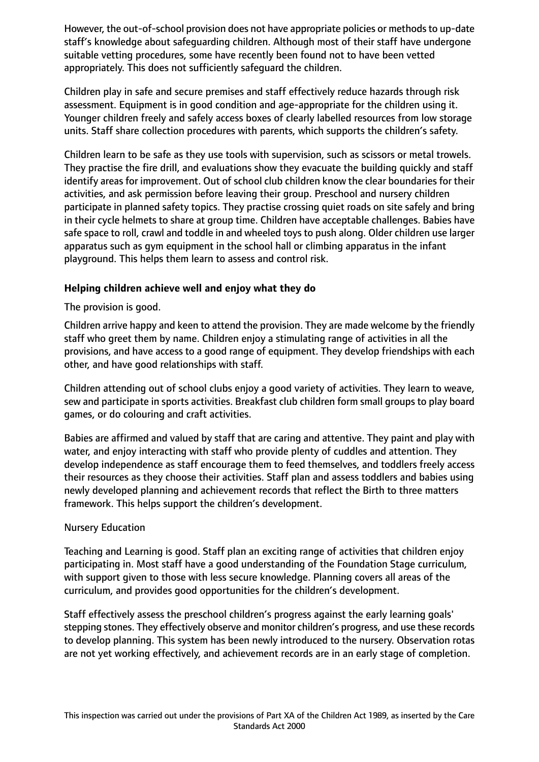However, the out-of-school provision does not have appropriate policies or methods to up-date staff's knowledge about safeguarding children. Although most of their staff have undergone suitable vetting procedures, some have recently been found not to have been vetted appropriately. This does not sufficiently safeguard the children.

Children play in safe and secure premises and staff effectively reduce hazards through risk assessment. Equipment is in good condition and age-appropriate for the children using it. Younger children freely and safely access boxes of clearly labelled resources from low storage units. Staff share collection procedures with parents, which supports the children's safety.

Children learn to be safe as they use tools with supervision, such as scissors or metal trowels. They practise the fire drill, and evaluations show they evacuate the building quickly and staff identify areas for improvement. Out of school club children know the clear boundaries for their activities, and ask permission before leaving their group. Preschool and nursery children participate in planned safety topics. They practise crossing quiet roads on site safely and bring in their cycle helmets to share at group time. Children have acceptable challenges. Babies have safe space to roll, crawl and toddle in and wheeled toys to push along. Older children use larger apparatus such as gym equipment in the school hall or climbing apparatus in the infant playground. This helps them learn to assess and control risk.

### Helping children achieve well and enjoy what they do

The provision is good.

Children arrive happy and keen to attend the provision. They are made welcome by the friendly staff who greet them by name. Children enjoy a stimulating range of activities in all the provisions, and have access to a good range of equipment. They develop friendships with each other, and have good relationships with staff.

Children attending out of school clubs enjoy a good variety of activities. They learn to weave, sew and participate in sports activities. Breakfast club children form small groups to play board games, or do colouring and craft activities.

Babies are affirmed and valued by staff that are caring and attentive. They paint and play with water, and enjoy interacting with staff who provide plenty of cuddles and attention. They develop independence as staff encourage them to feed themselves, and toddlers freely access their resources as they choose their activities. Staff plan and assess toddlers and babies using newly developed planning and achievement records that reflect the Birth to three matters framework. This helps support the children's development.

Nursery Education

Teaching and Learning is good. Staff plan an exciting range of activities that children enjoy participating in. Most staff have a good understanding of the Foundation Stage curriculum, with support given to those with less secure knowledge. Planning covers all areas of the curriculum, and provides good opportunities for the children's development.

Staff effectively assess the preschool children's progress against the early learning goals' stepping stones. They effectively observe and monitor children's progress, and use these records to develop planning. This system has been newly introduced to the nursery. Observation rotas are not yet working effectively, and achievement records are in an early stage of completion.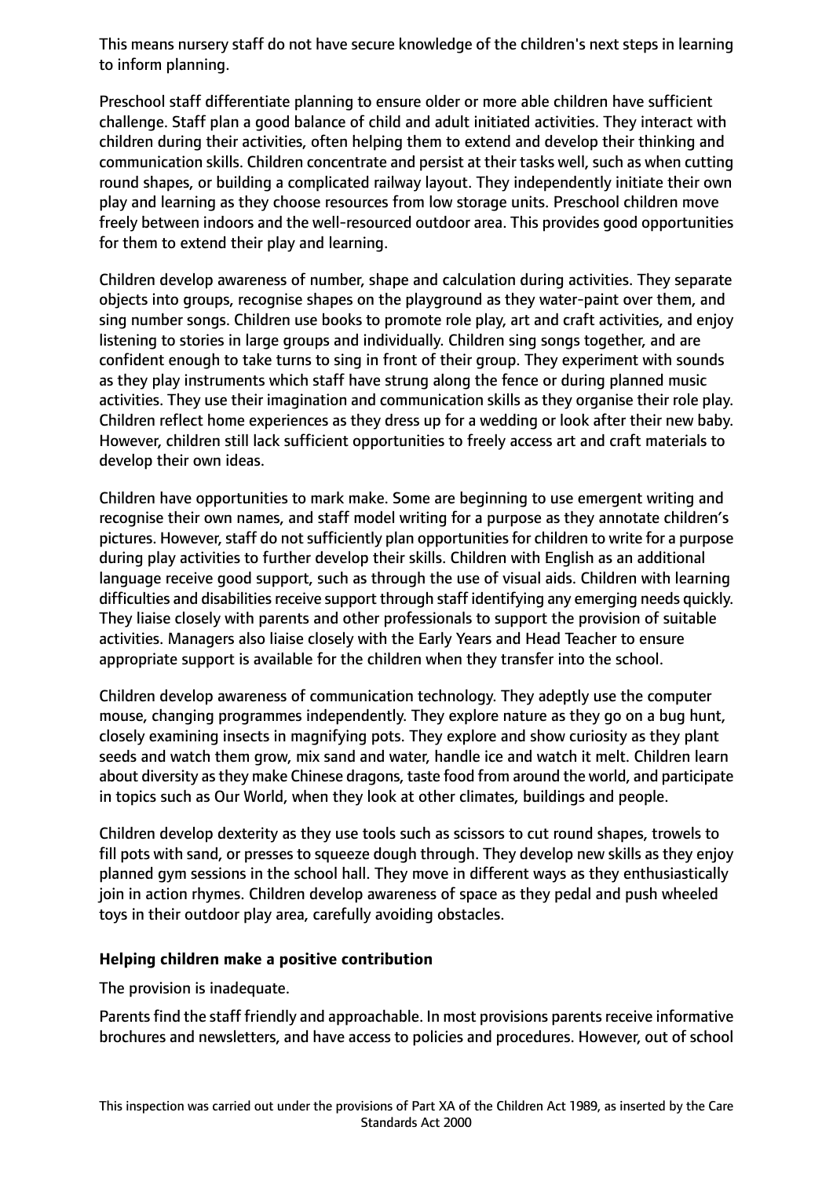This means nursery staff do not have secure knowledge of the children's next steps in learning to inform planning.

Preschool staff differentiate planning to ensure older or more able children have sufficient challenge. Staff plan a good balance of child and adult initiated activities. They interact with children during their activities, often helping them to extend and develop their thinking and communication skills. Children concentrate and persist at their tasks well, such as when cutting round shapes, or building a complicated railway layout. They independently initiate their own play and learning as they choose resources from low storage units. Preschool children move freely between indoors and the well-resourced outdoor area. This provides good opportunities for them to extend their play and learning.

Children develop awareness of number, shape and calculation during activities. They separate objects into groups, recognise shapes on the playground as they water-paint over them, and sing number songs. Children use books to promote role play, art and craft activities, and enjoy listening to stories in large groups and individually. Children sing songs together, and are confident enough to take turns to sing in front of their group. They experiment with sounds as they play instruments which staff have strung along the fence or during planned music activities. They use their imagination and communication skills as they organise their role play. Children reflect home experiences as they dress up for a wedding or look after their new baby. However, children still lack sufficient opportunities to freely access art and craft materials to develop their own ideas.

Children have opportunities to mark make. Some are beginning to use emergent writing and recognise their own names, and staff model writing for a purpose as they annotate children's pictures. However, staff do not sufficiently plan opportunities for children to write for a purpose during play activities to further develop their skills. Children with English as an additional language receive good support, such as through the use of visual aids. Children with learning difficulties and disabilities receive support through staff identifying any emerging needs quickly. They liaise closely with parents and other professionals to support the provision of suitable activities. Managers also liaise closely with the Early Years and Head Teacher to ensure appropriate support is available for the children when they transfer into the school.

Children develop awareness of communication technology. They adeptly use the computer mouse, changing programmes independently. They explore nature as they go on a bug hunt, closely examining insects in magnifying pots. They explore and show curiosity as they plant seeds and watch them grow, mix sand and water, handle ice and watch it melt. Children learn about diversity as they make Chinese dragons, taste food from around the world, and participate in topics such as Our World, when they look at other climates, buildings and people.

Children develop dexterity as they use tools such as scissors to cut round shapes, trowels to fill pots with sand, or presses to squeeze dough through. They develop new skills as they enjoy planned gym sessions in the school hall. They move in different ways as they enthusiastically join in action rhymes. Children develop awareness of space as they pedal and push wheeled toys in their outdoor play area, carefully avoiding obstacles.

**Helping children make a positive contribution**

The provision is inadequate.

Parents find the staff friendly and approachable. In most provisions parents receive informative brochures and newsletters, and have access to policies and procedures. However, out of school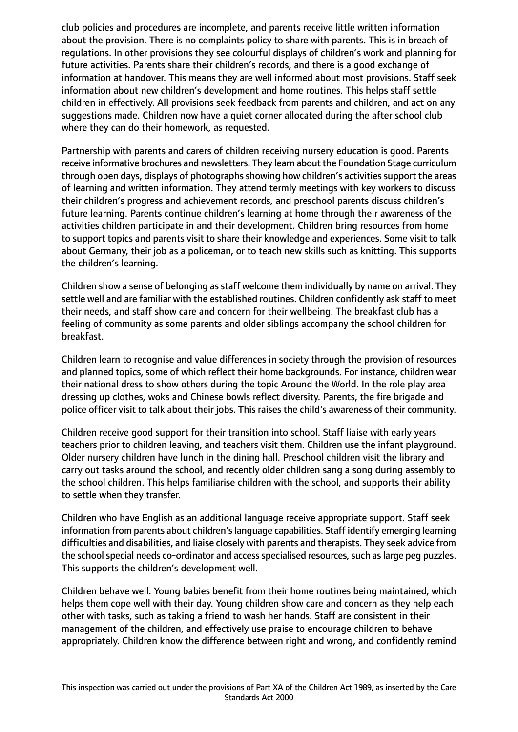club policies and procedures are incomplete, and parents receive little written information about the provision. There is no complaints policy to share with parents. This is in breach of regulations. In other provisions they see colourful displays of children's work and planning for future activities. Parents share their children's records, and there is a good exchange of information at handover. This means they are well informed about most provisions. Staff seek information about new children's development and home routines. This helps staff settle children in effectively. All provisions seek feedback from parents and children, and act on any suggestions made. Children now have a quiet corner allocated during the after school club where they can do their homework, as requested.

Partnership with parents and carers of children receiving nursery education is good. Parents receive informative brochures and newsletters. They learn about the Foundation Stage curriculum through open days, displays of photographs showing how children's activities support the areas of learning and written information. They attend termly meetings with key workers to discuss their children's progress and achievement records, and preschool parents discuss children's future learning. Parents continue children's learning at home through their awareness of the activities children participate in and their development. Children bring resources from home to support topics and parents visit to share their knowledge and experiences. Some visit to talk about Germany, their job as a policeman, or to teach new skills such as knitting. This supports the children's learning.

Children show a sense of belonging as staff welcome them individually by name on arrival. They settle well and are familiar with the established routines. Children confidently ask staff to meet their needs, and staff show care and concern for their wellbeing. The breakfast club has a feeling of community as some parents and older siblings accompany the school children for breakfast.

Children learn to recognise and value differences in society through the provision of resources and planned topics, some of which reflect their home backgrounds. For instance, children wear their national dress to show others during the topic Around the World. In the role play area dressing up clothes, woks and Chinese bowls reflect diversity. Parents, the fire brigade and police officer visit to talk about their jobs. This raises the child's awareness of their community.

Children receive good support for their transition into school. Staff liaise with early years teachers prior to children leaving, and teachers visit them. Children use the infant playground. Older nursery children have lunch in the dining hall. Preschool children visit the library and carry out tasks around the school, and recently older children sang a song during assembly to the school children. This helps familiarise children with the school, and supports their ability to settle when they transfer.

Children who have English as an additional language receive appropriate support. Staff seek information from parents about children's language capabilities. Staff identify emerging learning difficulties and disabilities, and liaise closely with parents and therapists. They seek advice from the school special needs co-ordinator and access specialised resources, such as large peg puzzles. This supports the children's development well.

Children behave well. Young babies benefit from their home routines being maintained, which helps them cope well with their day. Young children show care and concern as they help each other with tasks, such as taking a friend to wash her hands. Staff are consistent in their management of the children, and effectively use praise to encourage children to behave appropriately. Children know the difference between right and wrong, and confidently remind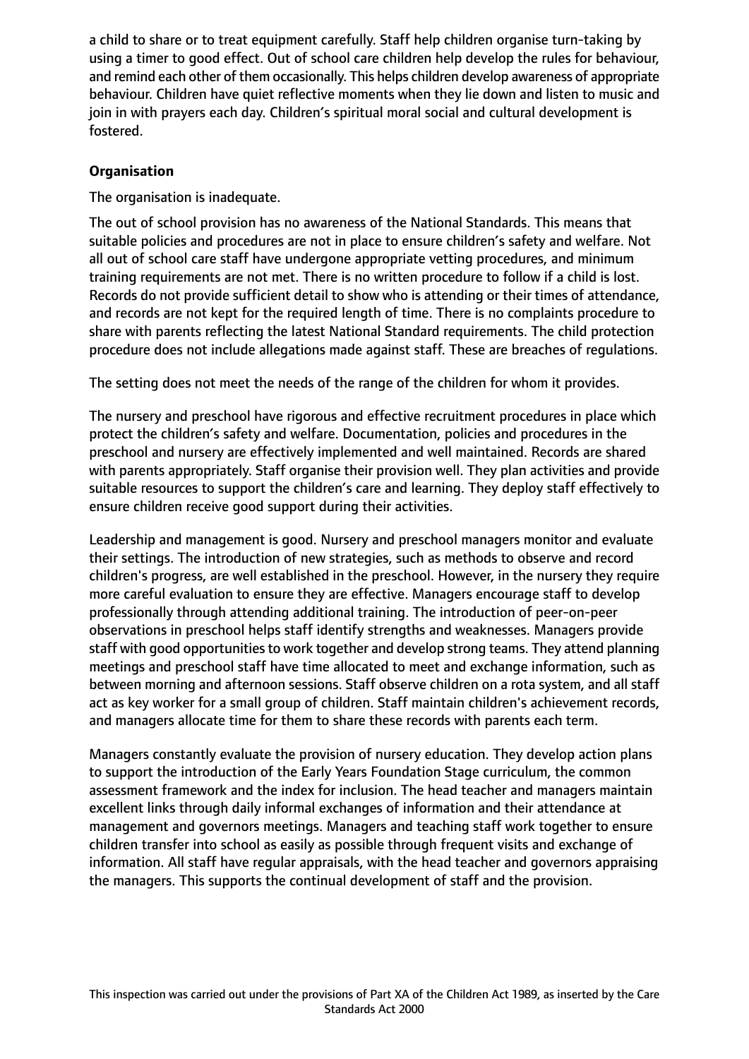a child to share or to treat equipment carefully. Staff help children organise turn-taking by using a timer to good effect. Out of school care children help develop the rules for behaviour, and remind each other of them occasionally. This helps children develop awareness of appropriate behaviour. Children have quiet reflective moments when they lie down and listen to music and join in with prayers each day. Children's spiritual moral social and cultural development is fostered.

**Organisation**

The organisation is inadequate.

The out of school provision has no awareness of the National Standards. This means that suitable policies and procedures are not in place to ensure children's safety and welfare. Not all out of school care staff have undergone appropriate vetting procedures, and minimum training requirements are not met. There is no written procedure to follow if a child is lost. Records do not provide sufficient detail to show who is attending or their times of attendance, and records are not kept for the required length of time. There is no complaints procedure to share with parents reflecting the latest National Standard requirements. The child protection procedure does not include allegations made against staff. These are breaches of regulations.

The setting does not meet the needs of the range of the children for whom it provides.

The nursery and preschool have rigorous and effective recruitment procedures in place which protect the children's safety and welfare. Documentation, policies and procedures in the preschool and nursery are effectively implemented and well maintained. Records are shared with parents appropriately. Staff organise their provision well. They plan activities and provide suitable resources to support the children's care and learning. They deploy staff effectively to ensure children receive good support during their activities.

Leadership and management is good. Nursery and preschool managers monitor and evaluate their settings. The introduction of new strategies, such as methods to observe and record children's progress, are well established in the preschool. However, in the nursery they require more careful evaluation to ensure they are effective. Managers encourage staff to develop professionally through attending additional training. The introduction of peer-on-peer observations in preschool helps staff identify strengths and weaknesses. Managers provide staff with good opportunities to work together and develop strong teams. They attend planning meetings and preschool staff have time allocated to meet and exchange information, such as between morning and afternoon sessions. Staff observe children on a rota system, and all staff act as key worker for a small group of children. Staff maintain children's achievement records, and managers allocate time for them to share these records with parents each term.

Managers constantly evaluate the provision of nursery education. They develop action plans to support the introduction of the Early Years Foundation Stage curriculum, the common assessment framework and the index for inclusion. The head teacher and managers maintain excellent links through daily informal exchanges of information and their attendance at management and governors meetings. Managers and teaching staff work together to ensure children transfer into school as easily as possible through frequent visits and exchange of information. All staff have regular appraisals, with the head teacher and governors appraising the managers. This supports the continual development of staff and the provision.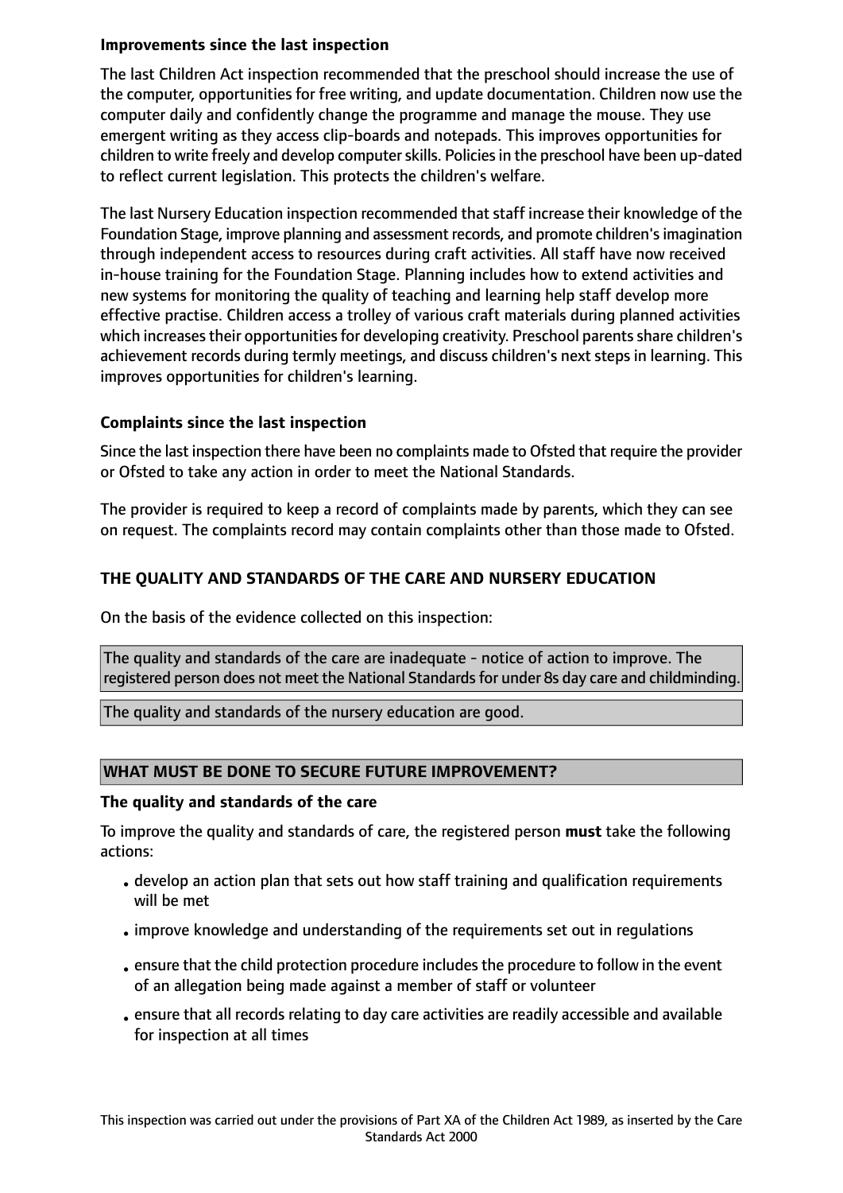**Improvements since the last inspection**

The last Children Act inspection recommended that the preschool should increase the use of the computer, opportunities for free writing, and update documentation. Children now use the computer daily and confidently change the programme and manage the mouse. They use emergent writing as they access clip-boards and notepads. This improves opportunities for children to write freely and develop computer skills. Policies in the preschool have been up-dated to reflect current legislation. This protects the children's welfare.

The last Nursery Education inspection recommended that staff increase their knowledge of the Foundation Stage, improve planning and assessment records, and promote children's imagination through independent access to resources during craft activities. All staff have now received in-house training for the Foundation Stage. Planning includes how to extend activities and new systems for monitoring the quality of teaching and learning help staff develop more effective practise. Children access a trolley of various craft materials during planned activities which increases their opportunities for developing creativity. Preschool parents share children's achievement records during termly meetings, and discuss children's next steps in learning. This improves opportunities for children's learning.

**Complaints since the last inspection**

Since the last inspection there have been no complaints made to Ofsted that require the provider or Ofsted to take any action in order to meet the National Standards.

The provider is required to keep a record of complaints made by parents, which they can see on request. The complaints record may contain complaints other than those made to Ofsted.

## THE QUALITY AND STANDARDS OF THE CARE AND NURSERY EDUCATION

On the basis of the evidence collected on this inspection:

The quality and standards of the care are inadequate - notice of action to improve. The registered person does not meet the National Standards for under 8s day care and childminding.

The quality and standards of the nursery education are good.

## WHAT MUST BE DONE TO SECURE FUTURE IMPROVEMENT?

**The quality and standards of the care**

To improve the quality and standards of care, the registered person **must** take the following actions:

- develop an action plan that sets out how staff training and qualification requirements will be met
- improve knowledge and understanding of the requirements set out in regulations
- ensure that the child protection procedure includes the procedure to follow in the event of an allegation being made against a member of staff or volunteer
- ensure that all records relating to day care activities are readily accessible and available for inspection at all times

This inspection was carried out under the provisions of Part XA of the Children Act 1989, as inserted by the Care Standards Act 2000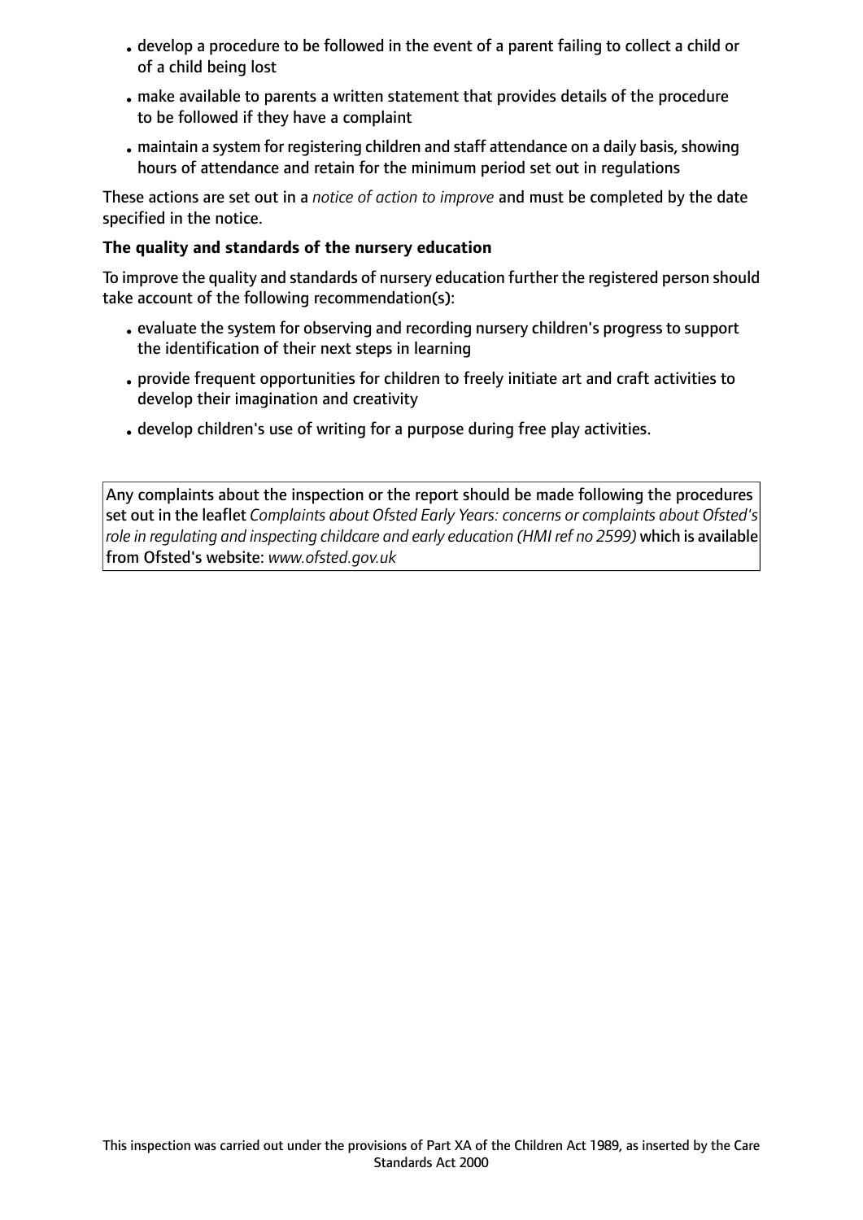- develop a procedure to be followed in the event of a parent failing to collect a child or of a child being lost
- make available to parents a written statement that provides details of the procedure to be followed if they have a complaint
- maintain a system for registering children and staff attendance on a daily basis, showing hours of attendance and retain for the minimum period set out in regulations

These actions are set out in a *notice of action to improve* and must be completed by the date specified in the notice.

**The quality and standards of the nursery education**

To improve the quality and standards of nursery education further the registered person should take account of the following recommendation(s):

- evaluate the system for observing and recording nursery children's progress to support the identification of their next steps in learning
- provide frequent opportunities for children to freely initiate art and craft activities to develop their imagination and creativity
- develop children's use of writing for a purpose during free play activities.

Any complaints about the inspection or the report should be made following the procedures set out in the leaflet *Complaints about Ofsted Early Years: concerns or complaints about Ofsted's role in regulating and inspecting childcare and early education (HMI ref no 2599)* which is available from Ofsted's website: *www.ofsted.gov.uk*

This inspection was carried out under the provisions of Part XA of the Children Act 1989, as inserted by the Care Standards Act 2000